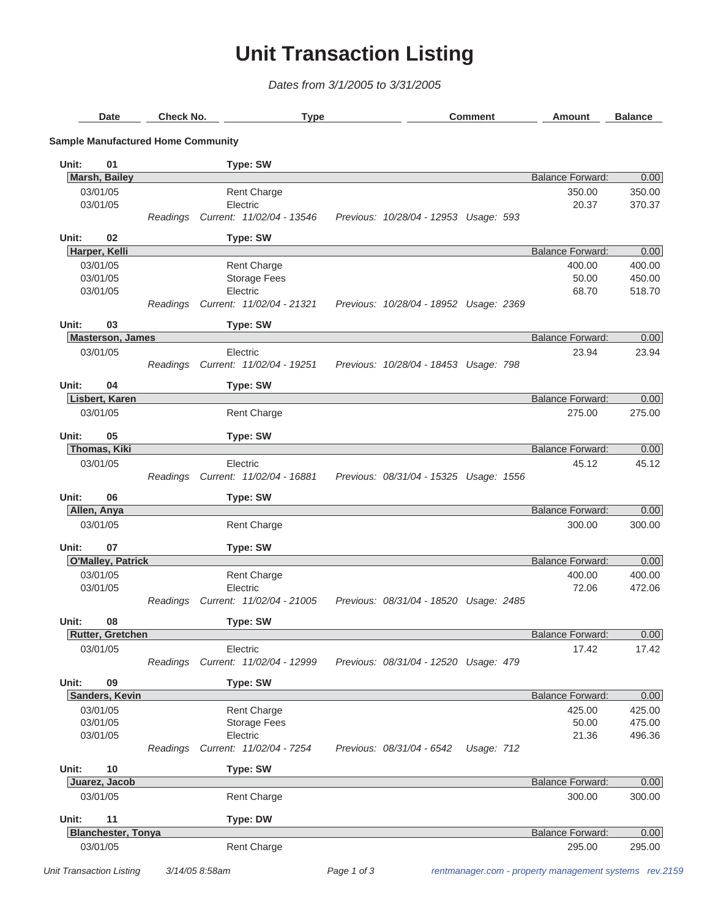# Unit Transaction Listing

*Dates from 3/1/2005 to 3/31/2005*

| Date | Check No. | Type | Comment | Amount | Balance |
|---|---|---|---|---|---|

**Sample Manufactured Home Community**

**Unit: 01** — **Type: SW**

| **Marsh, Bailey** | | | | Balance Forward: | 0.00 |
|---|---|---|---|---|---|
| 03/01/05 | | Rent Charge | | 350.00 | 350.00 |
| 03/01/05 | | Electric | | 20.37 | 370.37 |
| | *Readings* | *Current: 11/02/04 - 13546* | *Previous: 10/28/04 - 12953 Usage: 593* | | |

**Unit: 02** — **Type: SW**

| **Harper, Kelli** | | | | Balance Forward: | 0.00 |
|---|---|---|---|---|---|
| 03/01/05 | | Rent Charge | | 400.00 | 400.00 |
| 03/01/05 | | Storage Fees | | 50.00 | 450.00 |
| 03/01/05 | | Electric | | 68.70 | 518.70 |
| | *Readings* | *Current: 11/02/04 - 21321* | *Previous: 10/28/04 - 18952 Usage: 2369* | | |

**Unit: 03** — **Type: SW**

| **Masterson, James** | | | | Balance Forward: | 0.00 |
|---|---|---|---|---|---|
| 03/01/05 | | Electric | | 23.94 | 23.94 |
| | *Readings* | *Current: 11/02/04 - 19251* | *Previous: 10/28/04 - 18453 Usage: 798* | | |

**Unit: 04** — **Type: SW**

| **Lisbert, Karen** | | | | Balance Forward: | 0.00 |
|---|---|---|---|---|---|
| 03/01/05 | | Rent Charge | | 275.00 | 275.00 |

**Unit: 05** — **Type: SW**

| **Thomas, Kiki** | | | | Balance Forward: | 0.00 |
|---|---|---|---|---|---|
| 03/01/05 | | Electric | | 45.12 | 45.12 |
| | *Readings* | *Current: 11/02/04 - 16881* | *Previous: 08/31/04 - 15325 Usage: 1556* | | |

**Unit: 06** — **Type: SW**

| **Allen, Anya** | | | | Balance Forward: | 0.00 |
|---|---|---|---|---|---|
| 03/01/05 | | Rent Charge | | 300.00 | 300.00 |

**Unit: 07** — **Type: SW**

| **O'Malley, Patrick** | | | | Balance Forward: | 0.00 |
|---|---|---|---|---|---|
| 03/01/05 | | Rent Charge | | 400.00 | 400.00 |
| 03/01/05 | | Electric | | 72.06 | 472.06 |
| | *Readings* | *Current: 11/02/04 - 21005* | *Previous: 08/31/04 - 18520 Usage: 2485* | | |

**Unit: 08** — **Type: SW**

| **Rutter, Gretchen** | | | | Balance Forward: | 0.00 |
|---|---|---|---|---|---|
| 03/01/05 | | Electric | | 17.42 | 17.42 |
| | *Readings* | *Current: 11/02/04 - 12999* | *Previous: 08/31/04 - 12520 Usage: 479* | | |

**Unit: 09** — **Type: SW**

| **Sanders, Kevin** | | | | Balance Forward: | 0.00 |
|---|---|---|---|---|---|
| 03/01/05 | | Rent Charge | | 425.00 | 425.00 |
| 03/01/05 | | Storage Fees | | 50.00 | 475.00 |
| 03/01/05 | | Electric | | 21.36 | 496.36 |
| | *Readings* | *Current: 11/02/04 - 7254* | *Previous: 08/31/04 - 6542 Usage: 712* | | |

**Unit: 10** — **Type: SW**

| **Juarez, Jacob** | | | | Balance Forward: | 0.00 |
|---|---|---|---|---|---|
| 03/01/05 | | Rent Charge | | 300.00 | 300.00 |

**Unit: 11** — **Type: DW**

| **Blanchester, Tonya** | | | | Balance Forward: | 0.00 |
|---|---|---|---|---|---|
| 03/01/05 | | Rent Charge | | 295.00 | 295.00 |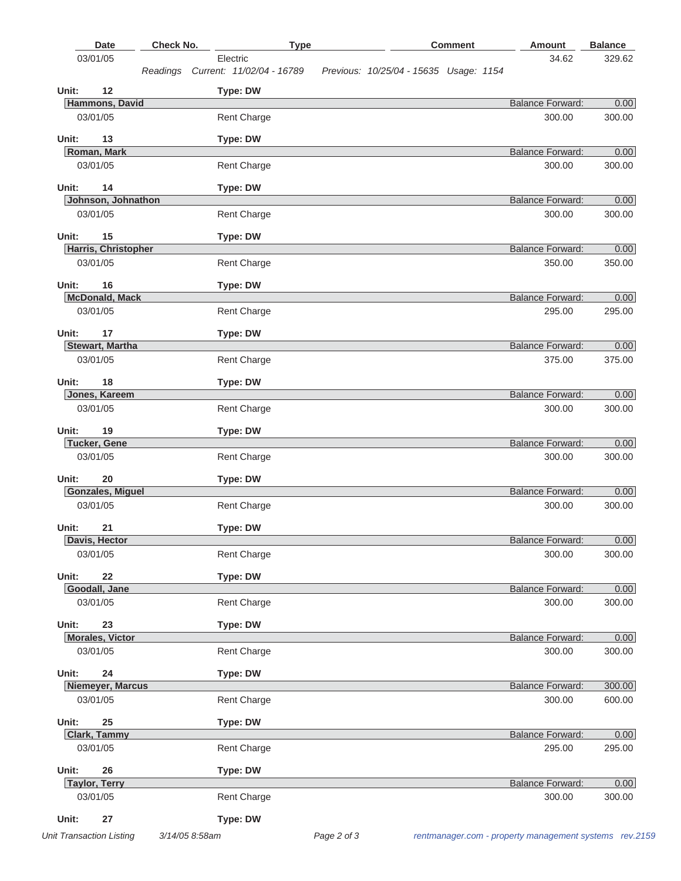| Date | Check No. | Type | Comment | Amount | Balance |
| --- | --- | --- | --- | --- | --- |
| 03/01/05 | | Electric | | 34.62 | 329.62 |
| | *Readings* | *Current: 11/02/04 - 16789* | *Previous: 10/25/04 - 15635 Usage: 1154* | | |

**Unit: 12** **Type: DW**

| **Hammons, David** | | | Balance Forward: | 0.00 |
| --- | --- | --- | --- | --- |
| 03/01/05 | | Rent Charge | 300.00 | 300.00 |

**Unit: 13** **Type: DW**

| **Roman, Mark** | | | Balance Forward: | 0.00 |
| --- | --- | --- | --- | --- |
| 03/01/05 | | Rent Charge | 300.00 | 300.00 |

**Unit: 14** **Type: DW**

| **Johnson, Johnathon** | | | Balance Forward: | 0.00 |
| --- | --- | --- | --- | --- |
| 03/01/05 | | Rent Charge | 300.00 | 300.00 |

**Unit: 15** **Type: DW**

| **Harris, Christopher** | | | Balance Forward: | 0.00 |
| --- | --- | --- | --- | --- |
| 03/01/05 | | Rent Charge | 350.00 | 350.00 |

**Unit: 16** **Type: DW**

| **McDonald, Mack** | | | Balance Forward: | 0.00 |
| --- | --- | --- | --- | --- |
| 03/01/05 | | Rent Charge | 295.00 | 295.00 |

**Unit: 17** **Type: DW**

| **Stewart, Martha** | | | Balance Forward: | 0.00 |
| --- | --- | --- | --- | --- |
| 03/01/05 | | Rent Charge | 375.00 | 375.00 |

**Unit: 18** **Type: DW**

| **Jones, Kareem** | | | Balance Forward: | 0.00 |
| --- | --- | --- | --- | --- |
| 03/01/05 | | Rent Charge | 300.00 | 300.00 |

**Unit: 19** **Type: DW**

| **Tucker, Gene** | | | Balance Forward: | 0.00 |
| --- | --- | --- | --- | --- |
| 03/01/05 | | Rent Charge | 300.00 | 300.00 |

**Unit: 20** **Type: DW**

| **Gonzales, Miguel** | | | Balance Forward: | 0.00 |
| --- | --- | --- | --- | --- |
| 03/01/05 | | Rent Charge | 300.00 | 300.00 |

**Unit: 21** **Type: DW**

| **Davis, Hector** | | | Balance Forward: | 0.00 |
| --- | --- | --- | --- | --- |
| 03/01/05 | | Rent Charge | 300.00 | 300.00 |

**Unit: 22** **Type: DW**

| **Goodall, Jane** | | | Balance Forward: | 0.00 |
| --- | --- | --- | --- | --- |
| 03/01/05 | | Rent Charge | 300.00 | 300.00 |

**Unit: 23** **Type: DW**

| **Morales, Victor** | | | Balance Forward: | 0.00 |
| --- | --- | --- | --- | --- |
| 03/01/05 | | Rent Charge | 300.00 | 300.00 |

**Unit: 24** **Type: DW**

| **Niemeyer, Marcus** | | | Balance Forward: | 300.00 |
| --- | --- | --- | --- | --- |
| 03/01/05 | | Rent Charge | 300.00 | 600.00 |

**Unit: 25** **Type: DW**

| **Clark, Tammy** | | | Balance Forward: | 0.00 |
| --- | --- | --- | --- | --- |
| 03/01/05 | | Rent Charge | 295.00 | 295.00 |

**Unit: 26** **Type: DW**

| **Taylor, Terry** | | | Balance Forward: | 0.00 |
| --- | --- | --- | --- | --- |
| 03/01/05 | | Rent Charge | 300.00 | 300.00 |

**Unit: 27** **Type: DW**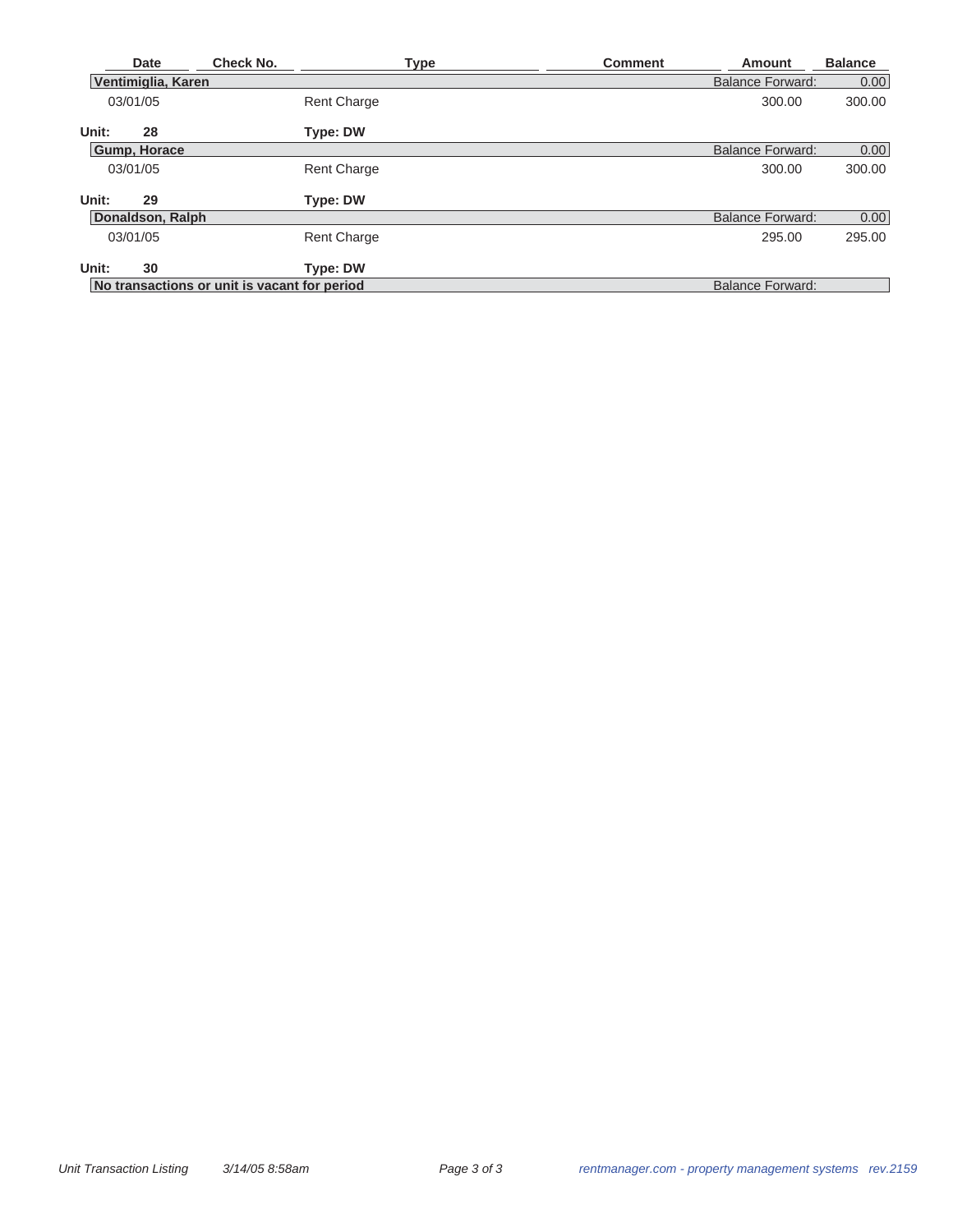| Date | Check No. | Type | Comment | Amount | Balance |
|---|---|---|---|---|---|
| **Ventimiglia, Karen** | | | | Balance Forward: | 0.00 |
| 03/01/05 | | Rent Charge | | 300.00 | 300.00 |
| **Unit: 28** | | **Type: DW** | | | |
| **Gump, Horace** | | | | Balance Forward: | 0.00 |
| 03/01/05 | | Rent Charge | | 300.00 | 300.00 |
| **Unit: 29** | | **Type: DW** | | | |
| **Donaldson, Ralph** | | | | Balance Forward: | 0.00 |
| 03/01/05 | | Rent Charge | | 295.00 | 295.00 |
| **Unit: 30** | | **Type: DW** | | | |
| **No transactions or unit is vacant for period** | | | | Balance Forward: | |